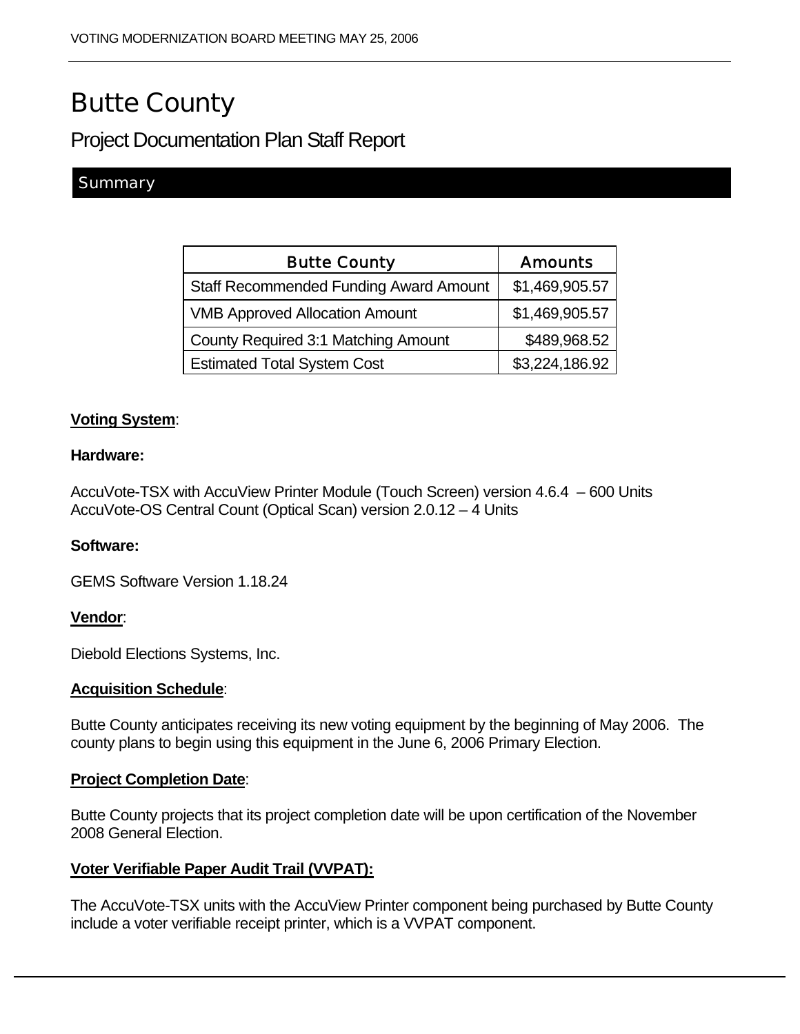# Butte County

## Project Documentation Plan Staff Report

### Summary

| Butte County | Amounts |
|---|---|
| Staff Recommended Funding Award Amount | $1,469,905.57 |
| VMB Approved Allocation Amount | $1,469,905.57 |
| County Required 3:1 Matching Amount | $489,968.52 |
| Estimated Total System Cost | $3,224,186.92 |

**Voting System**:

**Hardware:**

AccuVote-TSX with AccuView Printer Module (Touch Screen) version 4.6.4 – 600 Units
AccuVote-OS Central Count (Optical Scan) version 2.0.12 – 4 Units

**Software:**

GEMS Software Version 1.18.24

**Vendor**:

Diebold Elections Systems, Inc.

**Acquisition Schedule**:

Butte County anticipates receiving its new voting equipment by the beginning of May 2006. The county plans to begin using this equipment in the June 6, 2006 Primary Election.

**Project Completion Date**:

Butte County projects that its project completion date will be upon certification of the November 2008 General Election.

**Voter Verifiable Paper Audit Trail (VVPAT):**

The AccuVote-TSX units with the AccuView Printer component being purchased by Butte County include a voter verifiable receipt printer, which is a VVPAT component.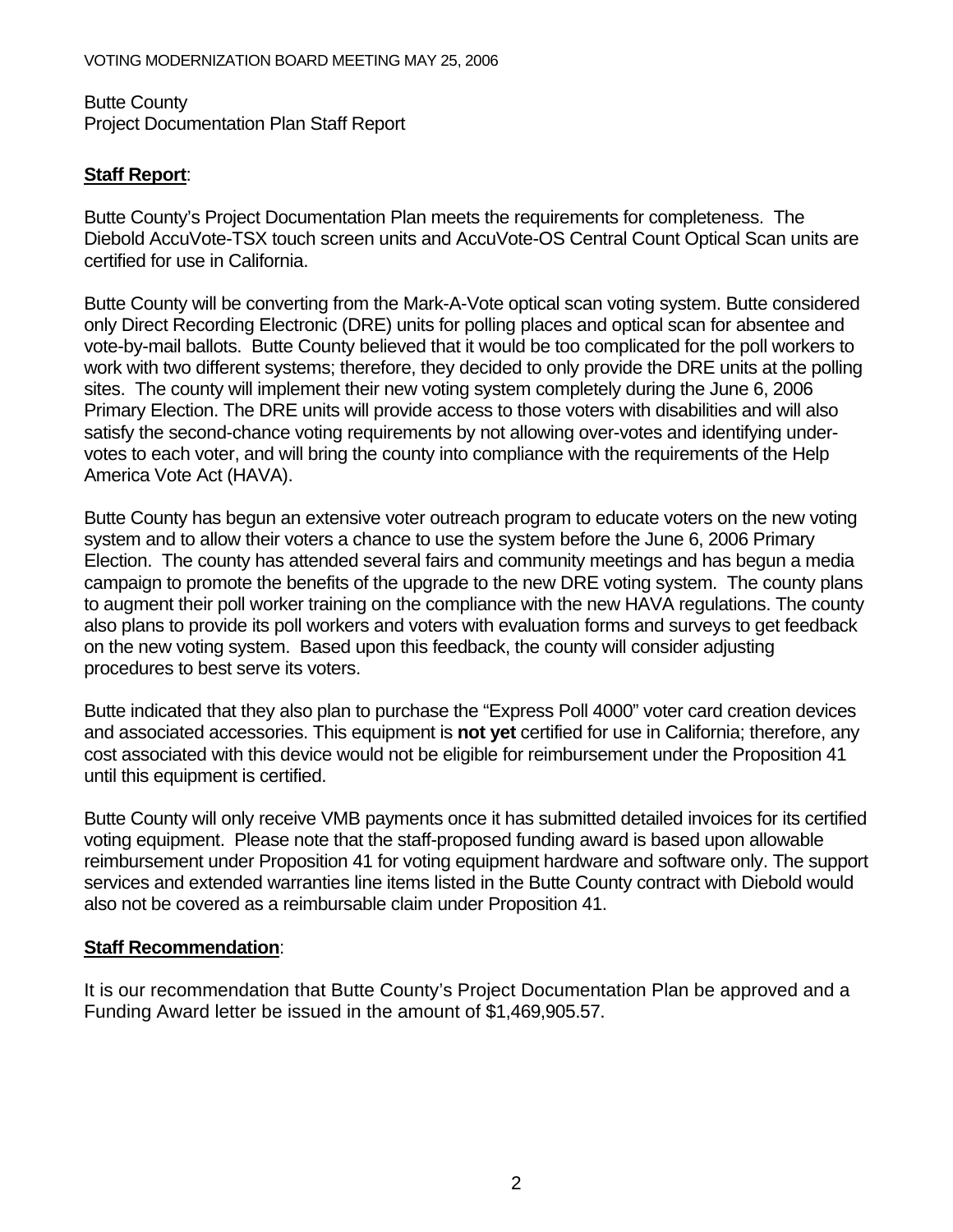Butte County
Project Documentation Plan Staff Report

**Staff Report**:

Butte County's Project Documentation Plan meets the requirements for completeness. The Diebold AccuVote-TSX touch screen units and AccuVote-OS Central Count Optical Scan units are certified for use in California.

Butte County will be converting from the Mark-A-Vote optical scan voting system. Butte considered only Direct Recording Electronic (DRE) units for polling places and optical scan for absentee and vote-by-mail ballots. Butte County believed that it would be too complicated for the poll workers to work with two different systems; therefore, they decided to only provide the DRE units at the polling sites. The county will implement their new voting system completely during the June 6, 2006 Primary Election. The DRE units will provide access to those voters with disabilities and will also satisfy the second-chance voting requirements by not allowing over-votes and identifying under-votes to each voter, and will bring the county into compliance with the requirements of the Help America Vote Act (HAVA).

Butte County has begun an extensive voter outreach program to educate voters on the new voting system and to allow their voters a chance to use the system before the June 6, 2006 Primary Election. The county has attended several fairs and community meetings and has begun a media campaign to promote the benefits of the upgrade to the new DRE voting system. The county plans to augment their poll worker training on the compliance with the new HAVA regulations. The county also plans to provide its poll workers and voters with evaluation forms and surveys to get feedback on the new voting system. Based upon this feedback, the county will consider adjusting procedures to best serve its voters.

Butte indicated that they also plan to purchase the "Express Poll 4000" voter card creation devices and associated accessories. This equipment is **not yet** certified for use in California; therefore, any cost associated with this device would not be eligible for reimbursement under the Proposition 41 until this equipment is certified.

Butte County will only receive VMB payments once it has submitted detailed invoices for its certified voting equipment. Please note that the staff-proposed funding award is based upon allowable reimbursement under Proposition 41 for voting equipment hardware and software only. The support services and extended warranties line items listed in the Butte County contract with Diebold would also not be covered as a reimbursable claim under Proposition 41.

**Staff Recommendation**:

It is our recommendation that Butte County's Project Documentation Plan be approved and a Funding Award letter be issued in the amount of $1,469,905.57.